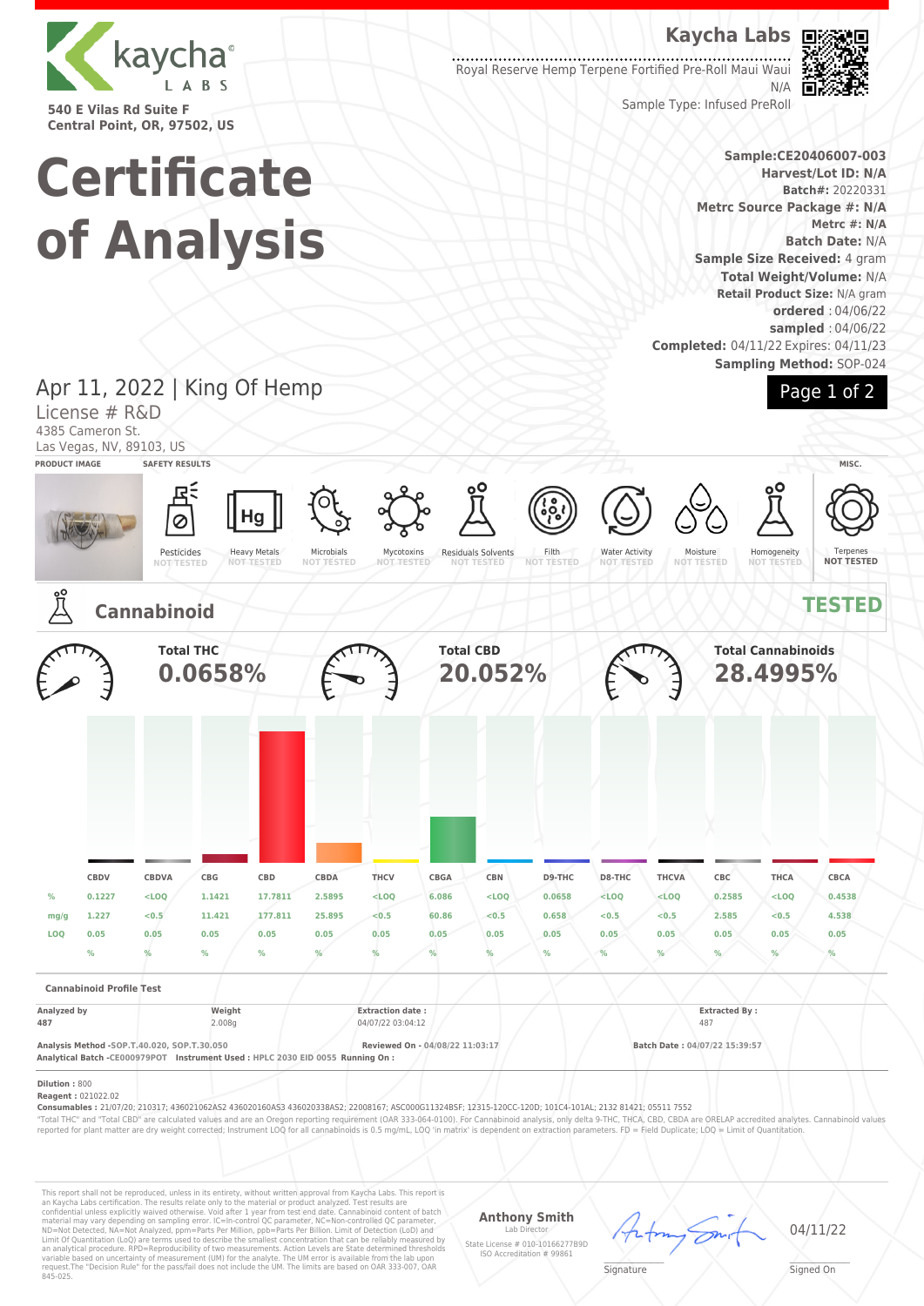kaycha LABS

540 E Vilas Rd Suite F
Central Point, OR, 97502, US

# Certificate of Analysis

**Kaycha Labs**

Royal Reserve Hemp Terpene Fortified Pre-Roll Maui Waui
N/A
Sample Type: Infused PreRoll

**Sample:CE20406007-003**
**Harvest/Lot ID: N/A**
**Batch#:** 20220331
**Metrc Source Package #: N/A**
**Metrc #: N/A**
**Batch Date:** N/A
**Sample Size Received:** 4 gram
**Total Weight/Volume:** N/A
**Retail Product Size:** N/A gram
**ordered** : 04/06/22
**sampled** : 04/06/22
**Completed:** 04/11/22 Expires: 04/11/23
**Sampling Method:** SOP-024

## Apr 11, 2022 | King Of Hemp

License # R&D
4385 Cameron St.
Las Vegas, NV, 89103, US

PRODUCT IMAGE | SAFETY RESULTS | MISC.

| Pesticides | Heavy Metals | Microbials | Mycotoxins | Residuals Solvents | Filth | Water Activity | Moisture | Homogeneity | Terpenes |
|---|---|---|---|---|---|---|---|---|---|
| NOT TESTED | NOT TESTED | NOT TESTED | NOT TESTED | NOT TESTED | NOT TESTED | NOT TESTED | NOT TESTED | NOT TESTED | NOT TESTED |

## Cannabinoid

**TESTED**

**Total THC** 0.0658%

**Total CBD** 20.052%

**Total Cannabinoids** 28.4995%

| | CBDV | CBDVA | CBG | CBD | CBDA | THCV | CBGA | CBN | D9-THC | D8-THC | THCVA | CBC | THCA | CBCA |
|---|---|---|---|---|---|---|---|---|---|---|---|---|---|---|
| % | 0.1227 | <LOQ | 1.1421 | 17.7811 | 2.5895 | <LOQ | 6.086 | <LOQ | 0.0658 | <LOQ | <LOQ | 0.2585 | <LOQ | 0.4538 |
| mg/g | 1.227 | <0.5 | 11.421 | 177.811 | 25.895 | <0.5 | 60.86 | <0.5 | 0.658 | <0.5 | <0.5 | 2.585 | <0.5 | 4.538 |
| LOQ | 0.05 | 0.05 | 0.05 | 0.05 | 0.05 | 0.05 | 0.05 | 0.05 | 0.05 | 0.05 | 0.05 | 0.05 | 0.05 | 0.05 |
| | % | % | % | % | % | % | % | % | % | % | % | % | % | % |

**Cannabinoid Profile Test**

| Analyzed by | Weight | Extraction date : | Extracted By : |
|---|---|---|---|
| 487 | 2.008g | 04/07/22 03:04:12 | 487 |

**Analysis Method** -SOP.T.40.020, SOP.T.30.050 **Reviewed On** - 04/08/22 11:03:17 **Batch Date :** 04/07/22 15:39:57
**Analytical Batch** -CE000979POT **Instrument Used :** HPLC 2030 EID 0055 **Running On :**

**Dilution :** 800
**Reagent :** 021022.02
**Consumables :** 21/07/20; 210317; 436021062AS2 436020160AS3 436020338AS2; 22008167; ASC000G11324BSF; 12315-120CC-120D; 101C4-101AL; 2132 81421; 05511 7552

"Total THC" and "Total CBD" are calculated values and are an Oregon reporting requirement (OAR 333-064-0100). For Cannabinoid analysis, only delta 9-THC, THCA, CBD, CBDA are ORELAP accredited analytes. Cannabinoid values reported for plant matter are dry weight corrected; Instrument LOQ for all cannabinoids is 0.5 mg/mL, LOQ 'in matrix' is dependent on extraction parameters. FD = Field Duplicate; LOQ = Limit of Quantitation.

This report shall not be reproduced, unless in its entirety, without written approval from Kaycha Labs. This report is an Kaycha Labs certification. The results relate only to the material or product analyzed. Test results are confidential unless explicitly waived otherwise. Void after 1 year from test end date. Cannabinoid content of batch material may vary depending on sampling error. IC=In-control QC parameter, NC=Non-controlled QC parameter, ND=Not Detected, NA=Not Analyzed, ppm=Parts Per Million, ppb=Parts Per Billion. Limit of Detection (LoD) and Limit Of Quantitation (LoQ) are terms used to describe the smallest concentration that can be reliably measured by an analytical procedure. RPD=Reproducibility of two measurements. Action Levels are State determined thresholds variable based on uncertainty of measurement (UM) for the analyte. The UM error is available from the lab upon request.The "Decision Rule" for the pass/fail does not include the UM. The limits are based on OAR 333-007, OAR 845-025.

**Anthony Smith**
Lab Director
State License # 010-10166277B9D
ISO Accreditation # 99861

Signature

04/11/22
Signed On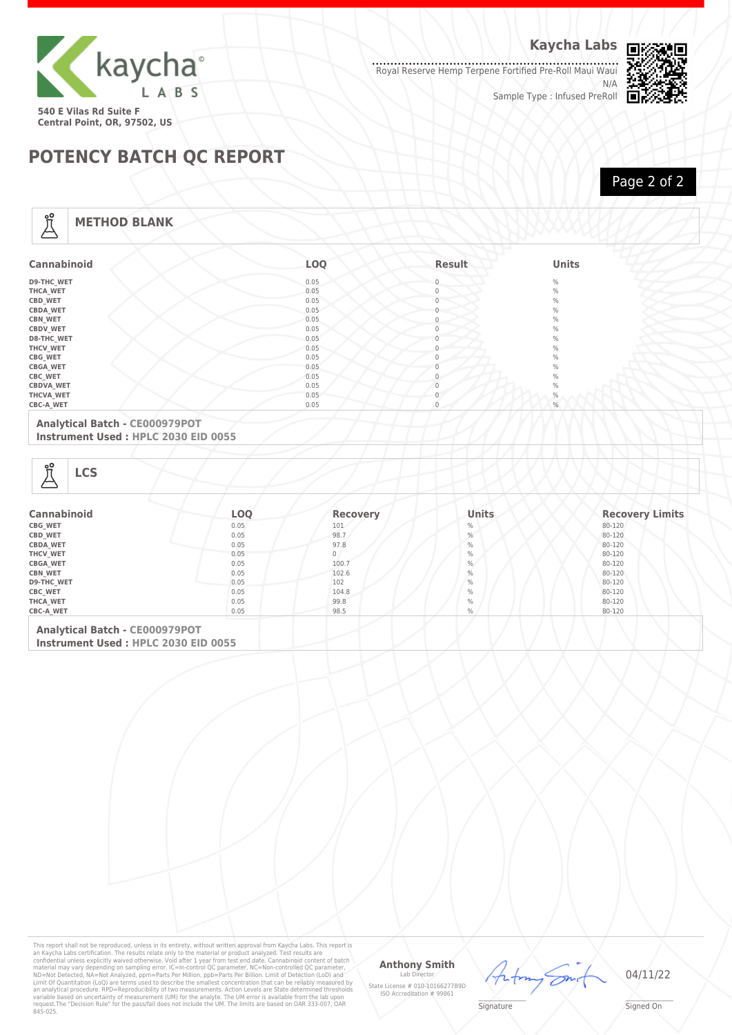**Kaycha Labs**

Royal Reserve Hemp Terpene Fortified Pre-Roll Maui Waui
N/A
Sample Type : Infused PreRoll

540 E Vilas Rd Suite F
Central Point, OR, 97502, US

# POTENCY BATCH QC REPORT

## METHOD BLANK

| Cannabinoid | LOQ | Result | Units |
|---|---|---|---|
| D9-THC_WET | 0.05 | 0 | % |
| THCA_WET | 0.05 | 0 | % |
| CBD_WET | 0.05 | 0 | % |
| CBDA_WET | 0.05 | 0 | % |
| CBN_WET | 0.05 | 0 | % |
| CBDV_WET | 0.05 | 0 | % |
| D8-THC_WET | 0.05 | 0 | % |
| THCV_WET | 0.05 | 0 | % |
| CBG_WET | 0.05 | 0 | % |
| CBGA_WET | 0.05 | 0 | % |
| CBC_WET | 0.05 | 0 | % |
| CBDVA_WET | 0.05 | 0 | % |
| THCVA_WET | 0.05 | 0 | % |
| CBC-A_WET | 0.05 | 0 | % |

**Analytical Batch -** CE000979POT
**Instrument Used :** HPLC 2030 EID 0055

## LCS

| Cannabinoid | LOQ | Recovery | Units | Recovery Limits |
|---|---|---|---|---|
| CBG_WET | 0.05 | 101 | % | 80-120 |
| CBD_WET | 0.05 | 98.7 | % | 80-120 |
| CBDA_WET | 0.05 | 97.8 | % | 80-120 |
| THCV_WET | 0.05 | 0 | % | 80-120 |
| CBGA_WET | 0.05 | 100.7 | % | 80-120 |
| CBN_WET | 0.05 | 102.6 | % | 80-120 |
| D9-THC_WET | 0.05 | 102 | % | 80-120 |
| CBC_WET | 0.05 | 104.8 | % | 80-120 |
| THCA_WET | 0.05 | 99.8 | % | 80-120 |
| CBC-A_WET | 0.05 | 98.5 | % | 80-120 |

**Analytical Batch -** CE000979POT
**Instrument Used :** HPLC 2030 EID 0055

This report shall not be reproduced, unless in its entirety, without written approval from Kaycha Labs. This report is an Kaycha Labs certification. The results relate only to the material or product analyzed. Test results are confidential unless explicitly waived otherwise. Void after 1 year from test end date. Cannabinoid content of batch material may vary depending on sampling error. IC=In-control QC parameter, NC=Non-controlled QC parameter, ND=Not Detected, NA=Not Analyzed, ppm=Parts Per Million, ppb=Parts Per Billion. Limit of Detection (LoD) and Limit Of Quantitation (LoQ) are terms used to describe the smallest concentration that can be reliably measured by an analytical procedure. RPD=Reproducibility of two measurements. Action Levels are State determined thresholds variable based on uncertainty of measurement (UM) for the analyte. The UM error is available from the lab upon request.The "Decision Rule" for the pass/fail does not include the UM. The limits are based on OAR 333-007, OAR 845-025.

**Anthony Smith**
Lab Director
State License # 010-10166277B9D
ISO Accreditation # 99861

Signature

04/11/22
Signed On